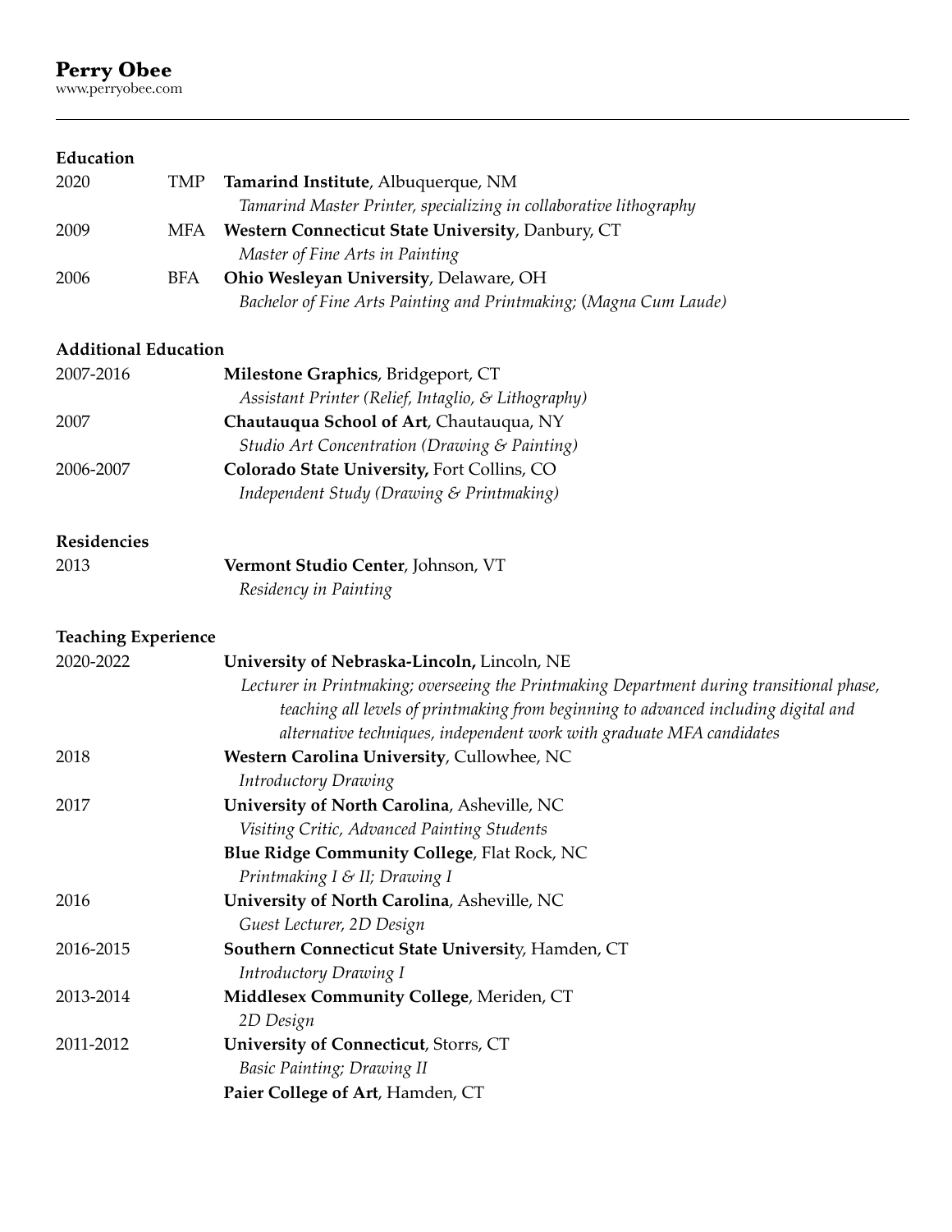# Perry Obee

www.perryobee.com

---

## Education

2020 TMP **Tamarind Institute**, Albuquerque, NM
*Tamarind Master Printer, specializing in collaborative lithography*

2009 MFA **Western Connecticut State University**, Danbury, CT
*Master of Fine Arts in Painting*

2006 BFA **Ohio Wesleyan University**, Delaware, OH
*Bachelor of Fine Arts Painting and Printmaking;* (*Magna Cum Laude)*

## Additional Education

2007-2016 **Milestone Graphics**, Bridgeport, CT
*Assistant Printer (Relief, Intaglio, & Lithography)*

2007 **Chautauqua School of Art**, Chautauqua, NY
*Studio Art Concentration (Drawing & Painting)*

2006-2007 **Colorado State University,** Fort Collins, CO
*Independent Study (Drawing & Printmaking)*

## Residencies

2013 **Vermont Studio Center**, Johnson, VT
*Residency in Painting*

## Teaching Experience

2020-2022 **University of Nebraska-Lincoln,** Lincoln, NE
*Lecturer in Printmaking; overseeing the Printmaking Department during transitional phase, teaching all levels of printmaking from beginning to advanced including digital and alternative techniques, independent work with graduate MFA candidates*

2018 **Western Carolina University**, Cullowhee, NC
*Introductory Drawing*

2017 **University of North Carolina**, Asheville, NC
*Visiting Critic, Advanced Painting Students*

**Blue Ridge Community College**, Flat Rock, NC
*Printmaking I & II; Drawing I*

2016 **University of North Carolina**, Asheville, NC
*Guest Lecturer, 2D Design*

2016-2015 **Southern Connecticut State University**, Hamden, CT
*Introductory Drawing I*

2013-2014 **Middlesex Community College**, Meriden, CT
*2D Design*

2011-2012 **University of Connecticut**, Storrs, CT
*Basic Painting; Drawing II*

**Paier College of Art**, Hamden, CT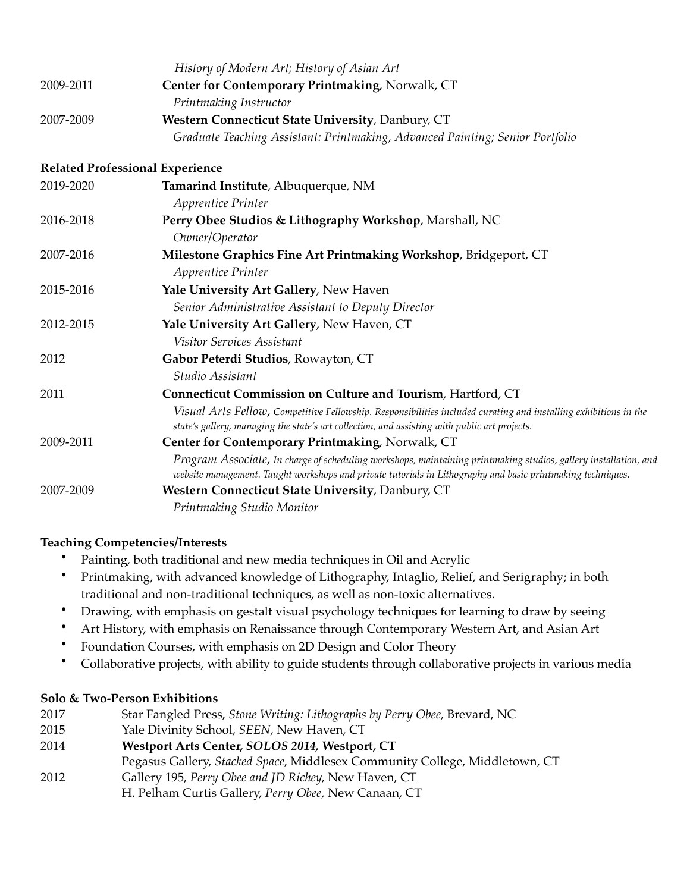*History of Modern Art; History of Asian Art*

2009-2011 **Center for Contemporary Printmaking**, Norwalk, CT
*Printmaking Instructor*

2007-2009 **Western Connecticut State University**, Danbury, CT
*Graduate Teaching Assistant: Printmaking, Advanced Painting; Senior Portfolio*

**Related Professional Experience**

2019-2020 **Tamarind Institute**, Albuquerque, NM
*Apprentice Printer*

2016-2018 **Perry Obee Studios & Lithography Workshop**, Marshall, NC
*Owner/Operator*

2007-2016 **Milestone Graphics Fine Art Printmaking Workshop**, Bridgeport, CT
*Apprentice Printer*

2015-2016 **Yale University Art Gallery**, New Haven
*Senior Administrative Assistant to Deputy Director*

2012-2015 **Yale University Art Gallery**, New Haven, CT
*Visitor Services Assistant*

2012 **Gabor Peterdi Studios**, Rowayton, CT
*Studio Assistant*

2011 **Connecticut Commission on Culture and Tourism**, Hartford, CT
*Visual Arts Fellow, Competitive Fellowship. Responsibilities included curating and installing exhibitions in the state's gallery, managing the state's art collection, and assisting with public art projects.*

2009-2011 **Center for Contemporary Printmaking**, Norwalk, CT
*Program Associate, In charge of scheduling workshops, maintaining printmaking studios, gallery installation, and website management. Taught workshops and private tutorials in Lithography and basic printmaking techniques.*

2007-2009 **Western Connecticut State University**, Danbury, CT
*Printmaking Studio Monitor*

**Teaching Competencies/Interests**

- Painting, both traditional and new media techniques in Oil and Acrylic
- Printmaking, with advanced knowledge of Lithography, Intaglio, Relief, and Serigraphy; in both traditional and non-traditional techniques, as well as non-toxic alternatives.
- Drawing, with emphasis on gestalt visual psychology techniques for learning to draw by seeing
- Art History, with emphasis on Renaissance through Contemporary Western Art, and Asian Art
- Foundation Courses, with emphasis on 2D Design and Color Theory
- Collaborative projects, with ability to guide students through collaborative projects in various media

**Solo & Two-Person Exhibitions**

2017 Star Fangled Press, *Stone Writing: Lithographs by Perry Obee,* Brevard, NC

2015 Yale Divinity School, *SEEN*, New Haven, CT

2014 **Westport Arts Center, *SOLOS 2014*, Westport, CT**
Pegasus Gallery, *Stacked Space,* Middlesex Community College, Middletown, CT

2012 Gallery 195, *Perry Obee and JD Richey,* New Haven, CT
H. Pelham Curtis Gallery, *Perry Obee*, New Canaan, CT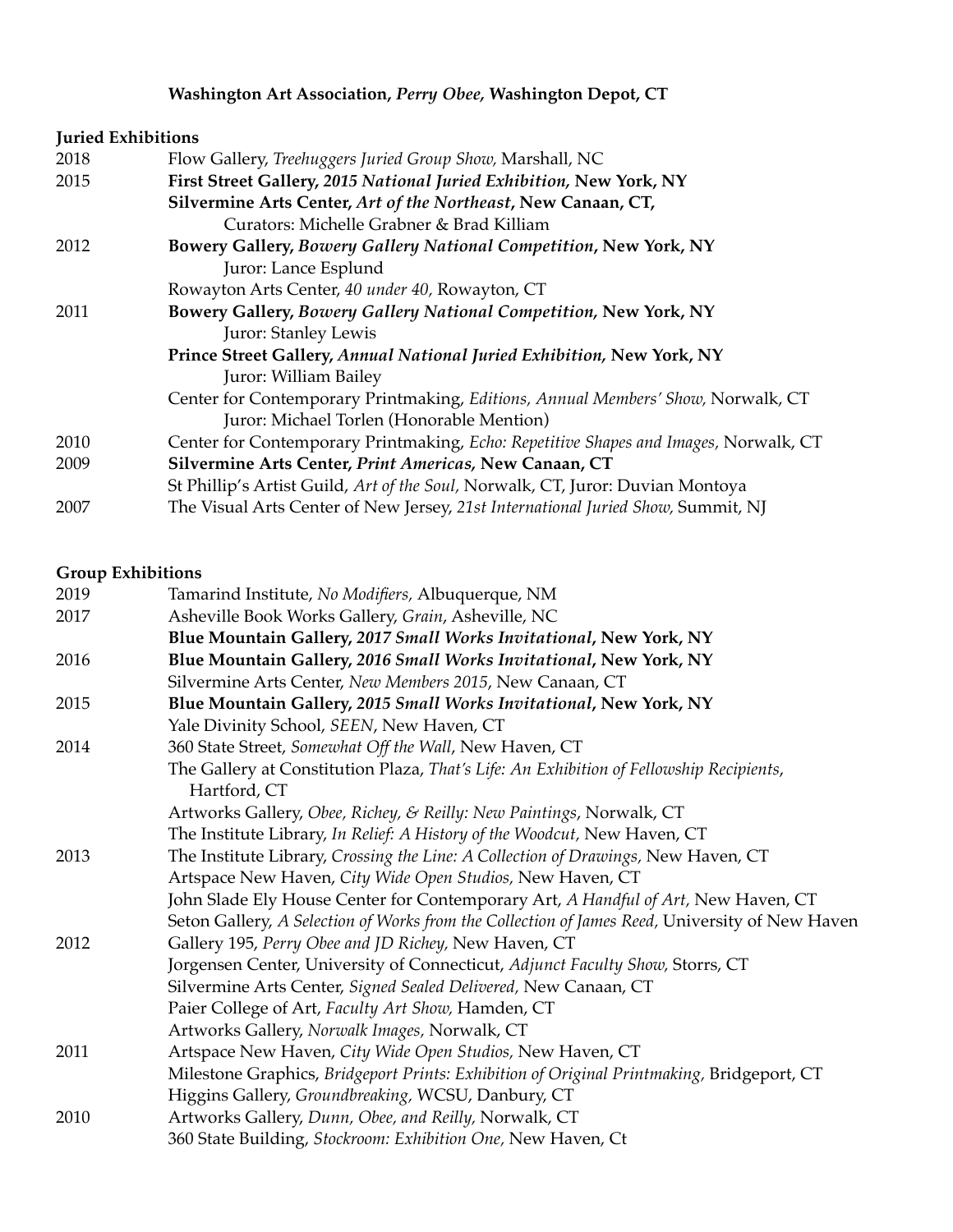**Washington Art Association, *Perry Obee,* Washington Depot, CT**

**Juried Exhibitions**

| | |
|---|---|
| 2018 | Flow Gallery, *Treehuggers Juried Group Show,* Marshall, NC |
| 2015 | **First Street Gallery, *2015 National Juried Exhibition,* New York, NY** |
| | **Silvermine Arts Center, *Art of the Northeast*, New Canaan, CT,** Curators: Michelle Grabner & Brad Killiam |
| 2012 | **Bowery Gallery, *Bowery Gallery National Competition*, New York, NY** Juror: Lance Esplund |
| | Rowayton Arts Center, *40 under 40,* Rowayton, CT |
| 2011 | **Bowery Gallery, *Bowery Gallery National Competition,* New York, NY** Juror: Stanley Lewis |
| | **Prince Street Gallery, *Annual National Juried Exhibition,* New York, NY** Juror: William Bailey |
| | Center for Contemporary Printmaking, *Editions, Annual Members' Show,* Norwalk, CT Juror: Michael Torlen (Honorable Mention) |
| 2010 | Center for Contemporary Printmaking, *Echo: Repetitive Shapes and Images,* Norwalk, CT |
| 2009 | **Silvermine Arts Center, *Print Americas,* New Canaan, CT** |
| | St Phillip's Artist Guild, *Art of the Soul,* Norwalk, CT, Juror: Duvian Montoya |
| 2007 | The Visual Arts Center of New Jersey, *21st International Juried Show,* Summit, NJ |

**Group Exhibitions**

| | |
|---|---|
| 2019 | Tamarind Institute, *No Modifiers,* Albuquerque, NM |
| 2017 | Asheville Book Works Gallery, *Grain*, Asheville, NC |
| | **Blue Mountain Gallery, *2017 Small Works Invitational*, New York, NY** |
| 2016 | **Blue Mountain Gallery, *2016 Small Works Invitational*, New York, NY** |
| | Silvermine Arts Center, *New Members 2015*, New Canaan, CT |
| 2015 | **Blue Mountain Gallery, *2015 Small Works Invitational*, New York, NY** |
| | Yale Divinity School, *SEEN*, New Haven, CT |
| 2014 | 360 State Street, *Somewhat Off the Wall*, New Haven, CT |
| | The Gallery at Constitution Plaza, *That's Life: An Exhibition of Fellowship Recipients*, Hartford, CT |
| | Artworks Gallery, *Obee, Richey, & Reilly: New Paintings*, Norwalk, CT |
| | The Institute Library, *In Relief: A History of the Woodcut,* New Haven, CT |
| 2013 | The Institute Library, *Crossing the Line: A Collection of Drawings,* New Haven, CT |
| | Artspace New Haven, *City Wide Open Studios,* New Haven, CT |
| | John Slade Ely House Center for Contemporary Art, *A Handful of Art,* New Haven, CT |
| | Seton Gallery, *A Selection of Works from the Collection of James Reed,* University of New Haven |
| 2012 | Gallery 195, *Perry Obee and JD Richey,* New Haven, CT |
| | Jorgensen Center, University of Connecticut, *Adjunct Faculty Show,* Storrs, CT |
| | Silvermine Arts Center, *Signed Sealed Delivered,* New Canaan, CT |
| | Paier College of Art, *Faculty Art Show,* Hamden, CT |
| | Artworks Gallery, *Norwalk Images,* Norwalk, CT |
| 2011 | Artspace New Haven, *City Wide Open Studios,* New Haven, CT |
| | Milestone Graphics, *Bridgeport Prints: Exhibition of Original Printmaking,* Bridgeport, CT |
| | Higgins Gallery, *Groundbreaking,* WCSU, Danbury, CT |
| 2010 | Artworks Gallery, *Dunn, Obee, and Reilly,* Norwalk, CT |
| | 360 State Building, *Stockroom: Exhibition One,* New Haven, Ct |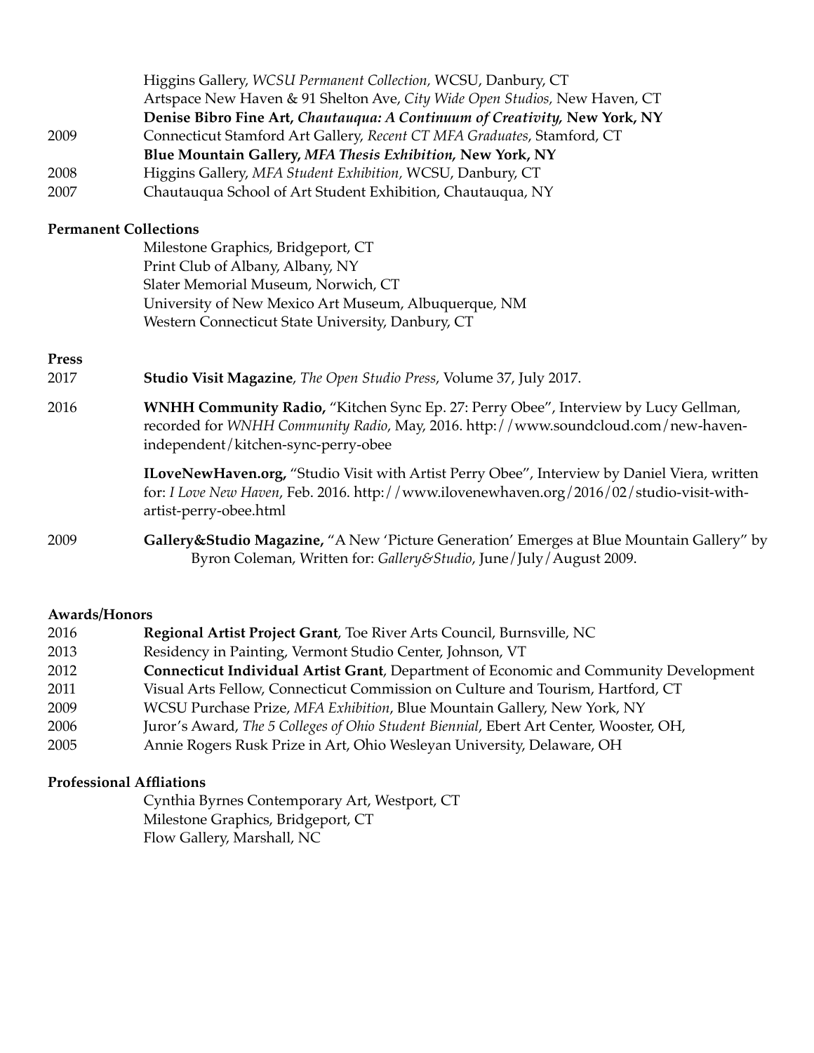| | |
|---|---|
| | Higgins Gallery, *WCSU Permanent Collection,* WCSU, Danbury, CT |
| | Artspace New Haven & 91 Shelton Ave, *City Wide Open Studios,* New Haven, CT |
| | **Denise Bibro Fine Art, *Chautauqua: A Continuum of Creativity,* New York, NY** |
| 2009 | Connecticut Stamford Art Gallery, *Recent CT MFA Graduates*, Stamford, CT |
| | **Blue Mountain Gallery, *MFA Thesis Exhibition,* New York, NY** |
| 2008 | Higgins Gallery, *MFA Student Exhibition,* WCSU, Danbury, CT |
| 2007 | Chautauqua School of Art Student Exhibition, Chautauqua, NY |

**Permanent Collections**

Milestone Graphics, Bridgeport, CT
Print Club of Albany, Albany, NY
Slater Memorial Museum, Norwich, CT
University of New Mexico Art Museum, Albuquerque, NM
Western Connecticut State University, Danbury, CT

**Press**

| | |
|---|---|
| 2017 | **Studio Visit Magazine**, *The Open Studio Press*, Volume 37, July 2017. |
| 2016 | **WNHH Community Radio,** "Kitchen Sync Ep. 27: Perry Obee", Interview by Lucy Gellman, recorded for *WNHH Community Radio*, May, 2016. http://www.soundcloud.com/new-haven-independent/kitchen-sync-perry-obee |
| | **ILoveNewHaven.org,** "Studio Visit with Artist Perry Obee", Interview by Daniel Viera, written for: *I Love New Haven*, Feb. 2016. http://www.ilovenewhaven.org/2016/02/studio-visit-with-artist-perry-obee.html |
| 2009 | **Gallery&Studio Magazine,** "A New 'Picture Generation' Emerges at Blue Mountain Gallery" by Byron Coleman, Written for: *Gallery&Studio*, June/July/August 2009. |

**Awards/Honors**

| | |
|---|---|
| 2016 | **Regional Artist Project Grant**, Toe River Arts Council, Burnsville, NC |
| 2013 | Residency in Painting, Vermont Studio Center, Johnson, VT |
| 2012 | **Connecticut Individual Artist Grant**, Department of Economic and Community Development |
| 2011 | Visual Arts Fellow, Connecticut Commission on Culture and Tourism, Hartford, CT |
| 2009 | WCSU Purchase Prize, *MFA Exhibition*, Blue Mountain Gallery, New York, NY |
| 2006 | Juror's Award, *The 5 Colleges of Ohio Student Biennial*, Ebert Art Center, Wooster, OH, |
| 2005 | Annie Rogers Rusk Prize in Art, Ohio Wesleyan University, Delaware, OH |

**Professional Affliations**

Cynthia Byrnes Contemporary Art, Westport, CT
Milestone Graphics, Bridgeport, CT
Flow Gallery, Marshall, NC